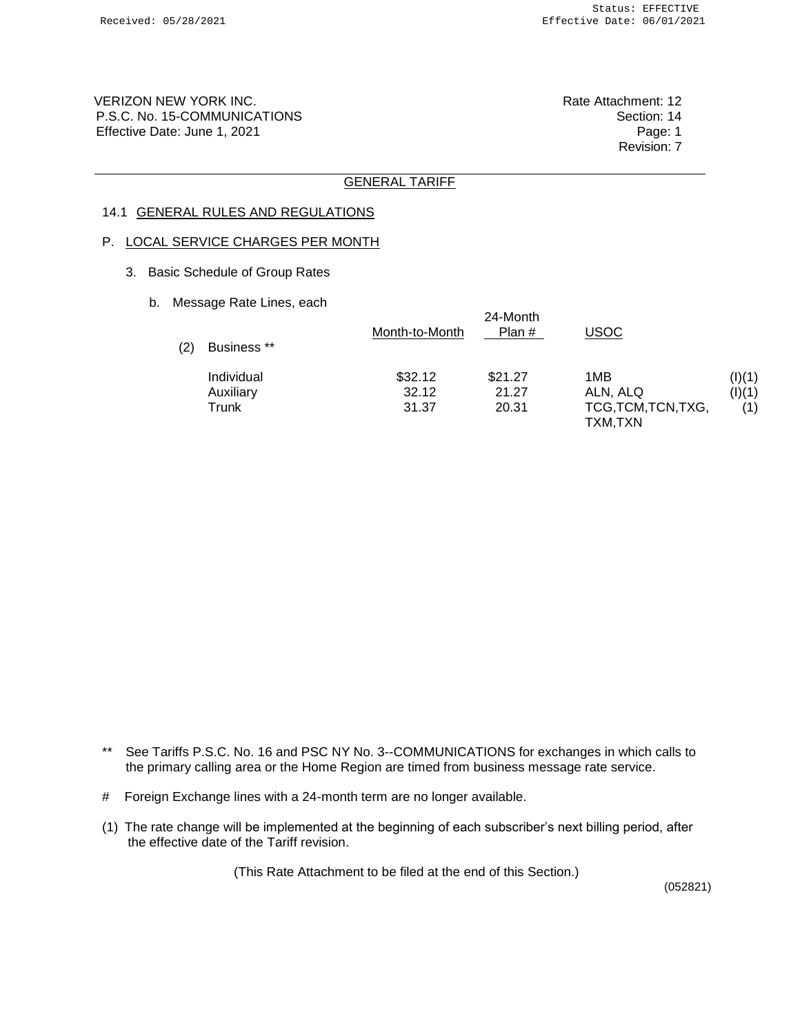VERIZON NEW YORK INC.
P.S.C. No. 15-COMMUNICATIONS
Effective Date: June 1, 2021

Rate Attachment: 12
Section: 14
Page: 1
Revision: 7

GENERAL TARIFF

14.1 GENERAL RULES AND REGULATIONS

P. LOCAL SERVICE CHARGES PER MONTH

3. Basic Schedule of Group Rates

b. Message Rate Lines, each

| | Month-to-Month | 24-Month Plan # | USOC | |
|---|---|---|---|---|
| (2) Business ** | | | | |
| Individual | $32.12 | $21.27 | 1MB | (I)(1) |
| Auxiliary | 32.12 | 21.27 | ALN, ALQ | (I)(1) |
| Trunk | 31.37 | 20.31 | TCG,TCM,TCN,TXG, TXM,TXN | (1) |

** See Tariffs P.S.C. No. 16 and PSC NY No. 3--COMMUNICATIONS for exchanges in which calls to the primary calling area or the Home Region are timed from business message rate service.

# Foreign Exchange lines with a 24-month term are no longer available.

(1) The rate change will be implemented at the beginning of each subscriber's next billing period, after the effective date of the Tariff revision.

(This Rate Attachment to be filed at the end of this Section.)

(052821)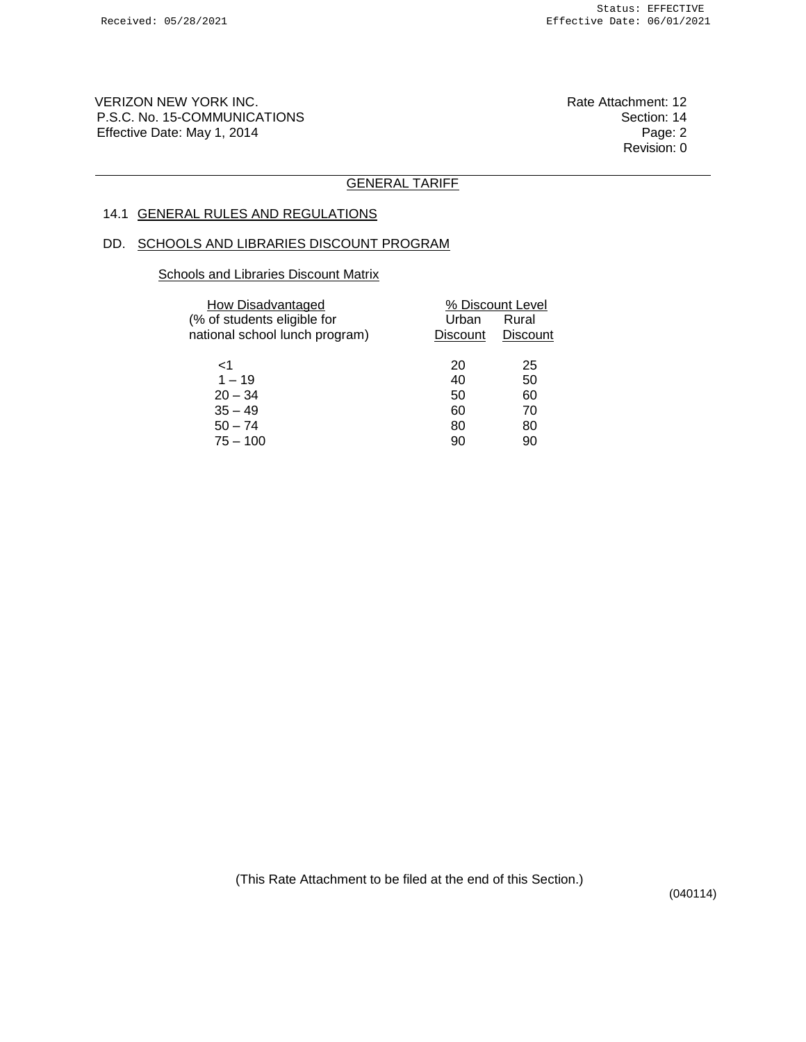VERIZON NEW YORK INC.
P.S.C. No. 15-COMMUNICATIONS
Effective Date: May 1, 2014

Rate Attachment: 12
Section: 14
Page: 2
Revision: 0

## GENERAL TARIFF

### 14.1 GENERAL RULES AND REGULATIONS

### DD. SCHOOLS AND LIBRARIES DISCOUNT PROGRAM

Schools and Libraries Discount Matrix

| How Disadvantaged (% of students eligible for national school lunch program) | % Discount Level | |
|---|---|---|
| | Urban Discount | Rural Discount |
| <1 | 20 | 25 |
| 1 – 19 | 40 | 50 |
| 20 – 34 | 50 | 60 |
| 35 – 49 | 60 | 70 |
| 50 – 74 | 80 | 80 |
| 75 – 100 | 90 | 90 |

(This Rate Attachment to be filed at the end of this Section.)

(040114)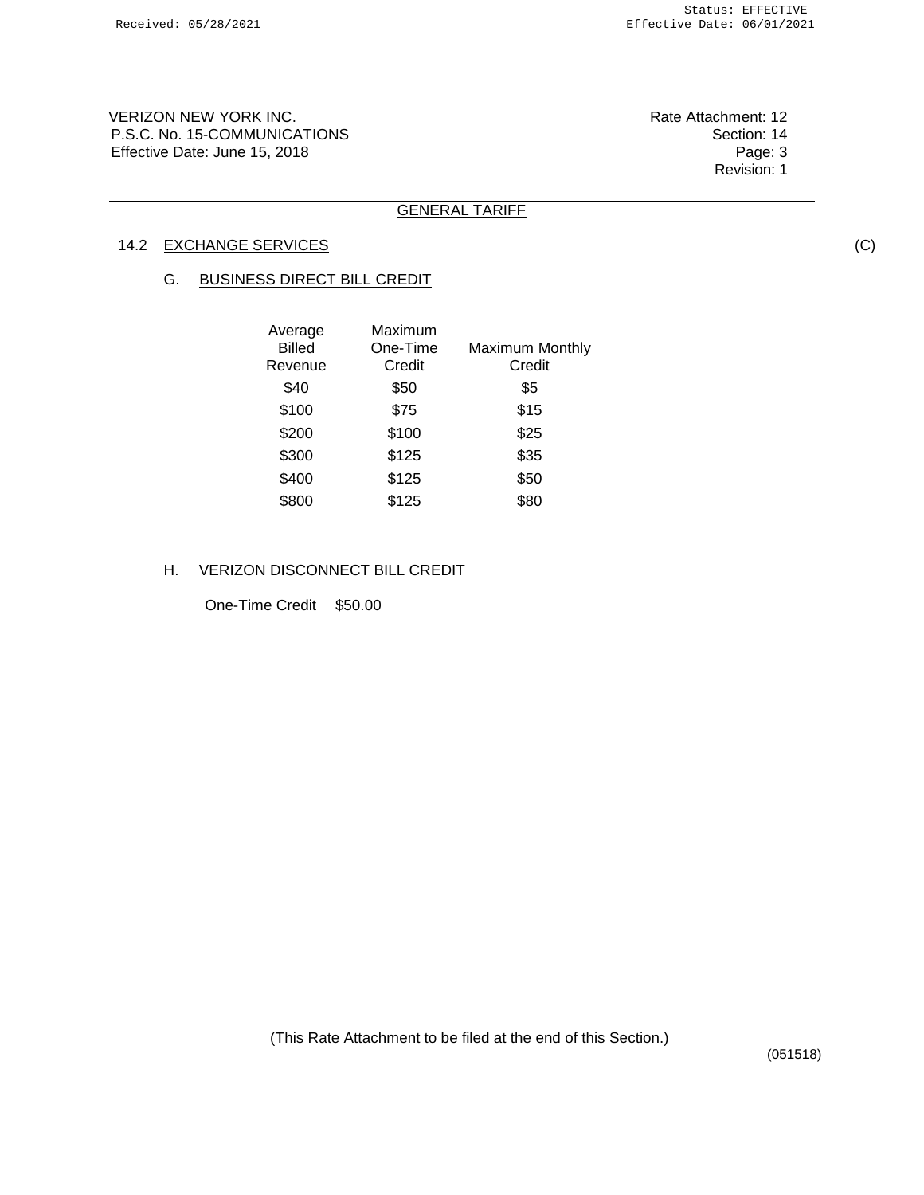VERIZON NEW YORK INC.
P.S.C. No. 15-COMMUNICATIONS
Effective Date: June 15, 2018

Rate Attachment: 12
Section: 14
Page: 3
Revision: 1

GENERAL TARIFF

## 14.2 EXCHANGE SERVICES (C)

### G. BUSINESS DIRECT BILL CREDIT

| Average Billed Revenue | Maximum One-Time Credit | Maximum Monthly Credit |
|---|---|---|
| $40 | $50 | $5 |
| $100 | $75 | $15 |
| $200 | $100 | $25 |
| $300 | $125 | $35 |
| $400 | $125 | $50 |
| $800 | $125 | $80 |

### H. VERIZON DISCONNECT BILL CREDIT

One-Time Credit $50.00

(This Rate Attachment to be filed at the end of this Section.)

(051518)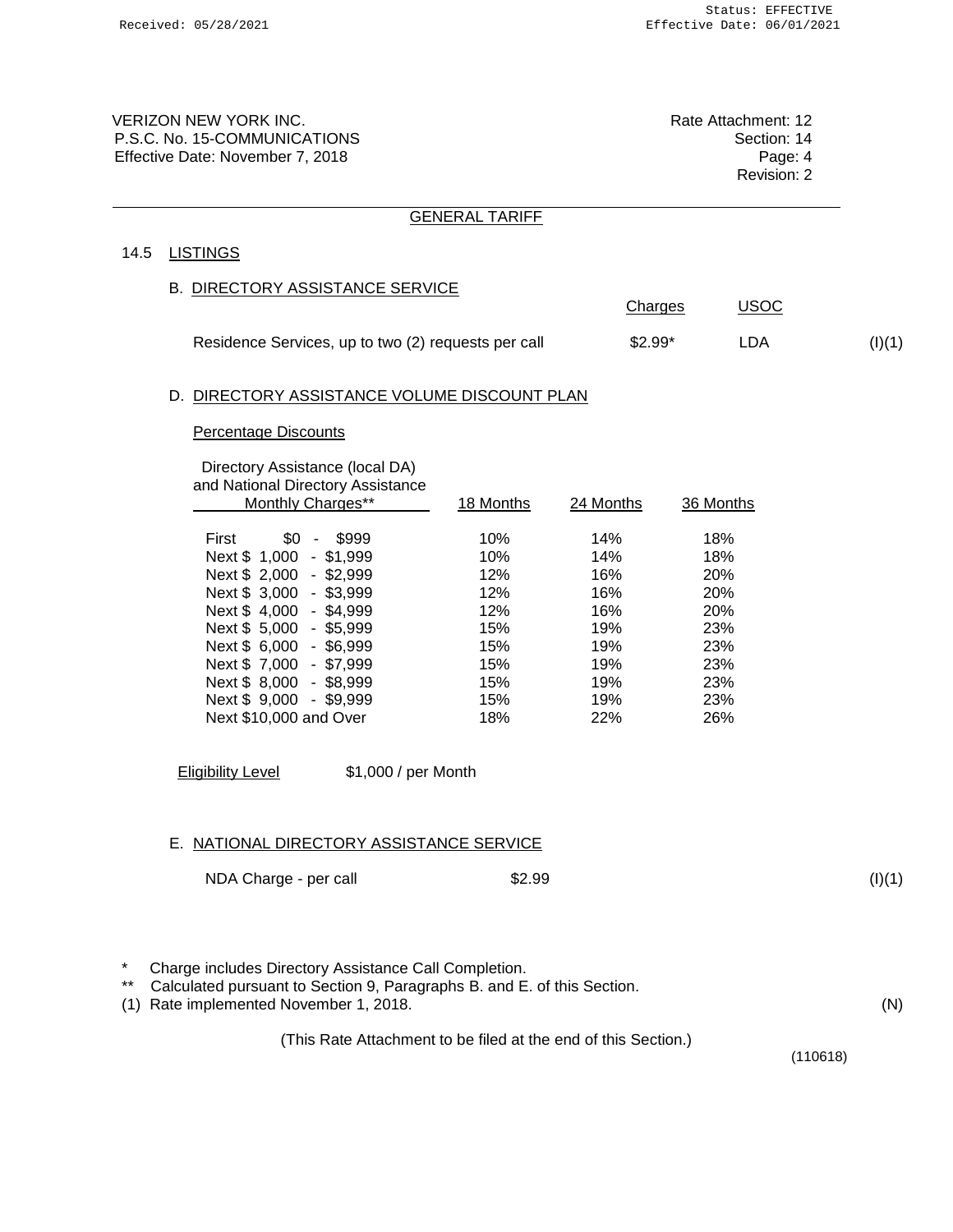VERIZON NEW YORK INC.
P.S.C. No. 15-COMMUNICATIONS
Effective Date: November 7, 2018

Rate Attachment: 12
Section: 14
Page: 4
Revision: 2

GENERAL TARIFF

## 14.5 LISTINGS

### B. DIRECTORY ASSISTANCE SERVICE

| | Charges | USOC | |
|---|---|---|---|
| Residence Services, up to two (2) requests per call | $2.99* | LDA | (I)(1) |

### D. DIRECTORY ASSISTANCE VOLUME DISCOUNT PLAN

Percentage Discounts

| Directory Assistance (local DA) and National Directory Assistance Monthly Charges** | 18 Months | 24 Months | 36 Months |
|---|---|---|---|
| First $0 - $999 | 10% | 14% | 18% |
| Next $ 1,000 - $1,999 | 10% | 14% | 18% |
| Next $ 2,000 - $2,999 | 12% | 16% | 20% |
| Next $ 3,000 - $3,999 | 12% | 16% | 20% |
| Next $ 4,000 - $4,999 | 12% | 16% | 20% |
| Next $ 5,000 - $5,999 | 15% | 19% | 23% |
| Next $ 6,000 - $6,999 | 15% | 19% | 23% |
| Next $ 7,000 - $7,999 | 15% | 19% | 23% |
| Next $ 8,000 - $8,999 | 15% | 19% | 23% |
| Next $ 9,000 - $9,999 | 15% | 19% | 23% |
| Next $10,000 and Over | 18% | 22% | 26% |

Eligibility Level $1,000 / per Month

### E. NATIONAL DIRECTORY ASSISTANCE SERVICE

| | | |
|---|---|---|
| NDA Charge - per call | $2.99 | (I)(1) |

\* Charge includes Directory Assistance Call Completion.

\** Calculated pursuant to Section 9, Paragraphs B. and E. of this Section.

(1) Rate implemented November 1, 2018. (N)

(This Rate Attachment to be filed at the end of this Section.)

(110618)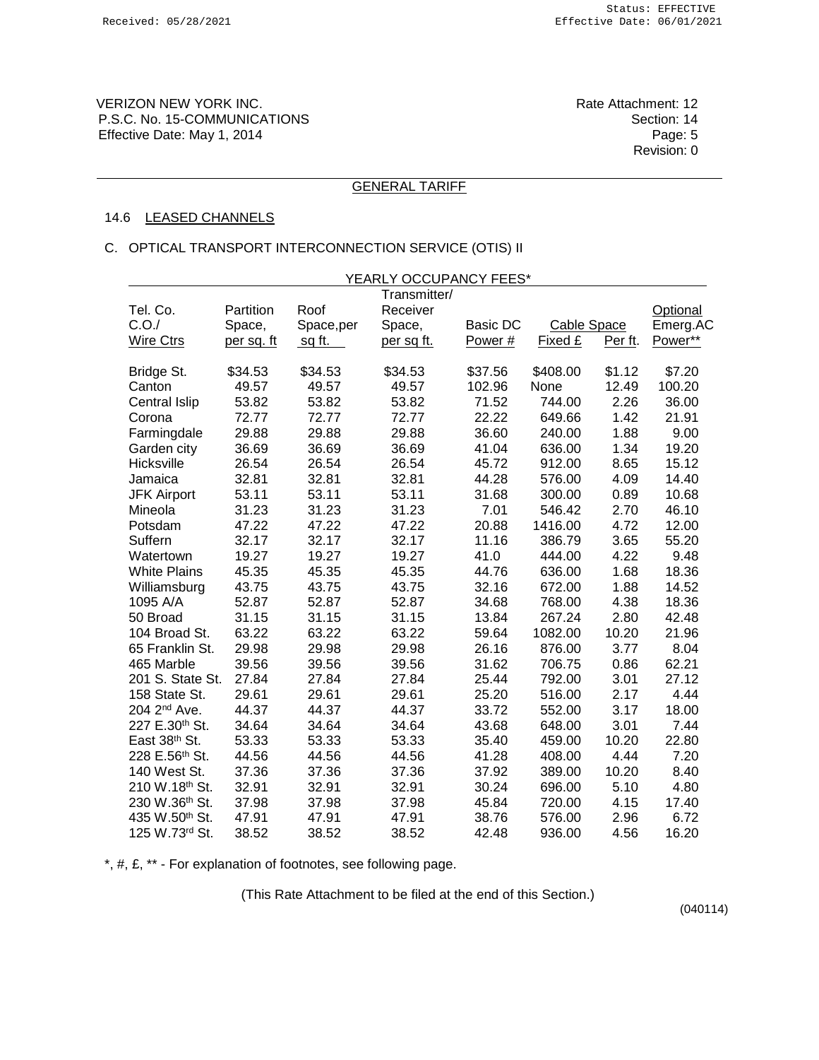VERIZON NEW YORK INC.
P.S.C. No. 15-COMMUNICATIONS
Effective Date: May 1, 2014

Rate Attachment: 12
Section: 14
Page: 5
Revision: 0

## GENERAL TARIFF

### 14.6 LEASED CHANNELS

### C. OPTICAL TRANSPORT INTERCONNECTION SERVICE (OTIS) II

| YEARLY OCCUPANCY FEES* | | | | | | | |
|---|---|---|---|---|---|---|---|
| Tel. Co. C.O./ Wire Ctrs | Partition Space, per sq. ft | Roof Space,per sq ft. | Transmitter/ Receiver Space, per sq ft. | Basic DC Power # | Cable Space | | Optional Emerg.AC Power** |
| | | | | | Fixed £ | Per ft. | |
| Bridge St. | $34.53 | $34.53 | $34.53 | $37.56 | $408.00 | $1.12 | $7.20 |
| Canton | 49.57 | 49.57 | 49.57 | 102.96 | None | 12.49 | 100.20 |
| Central Islip | 53.82 | 53.82 | 53.82 | 71.52 | 744.00 | 2.26 | 36.00 |
| Corona | 72.77 | 72.77 | 72.77 | 22.22 | 649.66 | 1.42 | 21.91 |
| Farmingdale | 29.88 | 29.88 | 29.88 | 36.60 | 240.00 | 1.88 | 9.00 |
| Garden city | 36.69 | 36.69 | 36.69 | 41.04 | 636.00 | 1.34 | 19.20 |
| Hicksville | 26.54 | 26.54 | 26.54 | 45.72 | 912.00 | 8.65 | 15.12 |
| Jamaica | 32.81 | 32.81 | 32.81 | 44.28 | 576.00 | 4.09 | 14.40 |
| JFK Airport | 53.11 | 53.11 | 53.11 | 31.68 | 300.00 | 0.89 | 10.68 |
| Mineola | 31.23 | 31.23 | 31.23 | 7.01 | 546.42 | 2.70 | 46.10 |
| Potsdam | 47.22 | 47.22 | 47.22 | 20.88 | 1416.00 | 4.72 | 12.00 |
| Suffern | 32.17 | 32.17 | 32.17 | 11.16 | 386.79 | 3.65 | 55.20 |
| Watertown | 19.27 | 19.27 | 19.27 | 41.0 | 444.00 | 4.22 | 9.48 |
| White Plains | 45.35 | 45.35 | 45.35 | 44.76 | 636.00 | 1.68 | 18.36 |
| Williamsburg | 43.75 | 43.75 | 43.75 | 32.16 | 672.00 | 1.88 | 14.52 |
| 1095 A/A | 52.87 | 52.87 | 52.87 | 34.68 | 768.00 | 4.38 | 18.36 |
| 50 Broad | 31.15 | 31.15 | 31.15 | 13.84 | 267.24 | 2.80 | 42.48 |
| 104 Broad St. | 63.22 | 63.22 | 63.22 | 59.64 | 1082.00 | 10.20 | 21.96 |
| 65 Franklin St. | 29.98 | 29.98 | 29.98 | 26.16 | 876.00 | 3.77 | 8.04 |
| 465 Marble | 39.56 | 39.56 | 39.56 | 31.62 | 706.75 | 0.86 | 62.21 |
| 201 S. State St. | 27.84 | 27.84 | 27.84 | 25.44 | 792.00 | 3.01 | 27.12 |
| 158 State St. | 29.61 | 29.61 | 29.61 | 25.20 | 516.00 | 2.17 | 4.44 |
| 204 2nd Ave. | 44.37 | 44.37 | 44.37 | 33.72 | 552.00 | 3.17 | 18.00 |
| 227 E.30th St. | 34.64 | 34.64 | 34.64 | 43.68 | 648.00 | 3.01 | 7.44 |
| East 38th St. | 53.33 | 53.33 | 53.33 | 35.40 | 459.00 | 10.20 | 22.80 |
| 228 E.56th St. | 44.56 | 44.56 | 44.56 | 41.28 | 408.00 | 4.44 | 7.20 |
| 140 West St. | 37.36 | 37.36 | 37.36 | 37.92 | 389.00 | 10.20 | 8.40 |
| 210 W.18th St. | 32.91 | 32.91 | 32.91 | 30.24 | 696.00 | 5.10 | 4.80 |
| 230 W.36th St. | 37.98 | 37.98 | 37.98 | 45.84 | 720.00 | 4.15 | 17.40 |
| 435 W.50th St. | 47.91 | 47.91 | 47.91 | 38.76 | 576.00 | 2.96 | 6.72 |
| 125 W.73rd St. | 38.52 | 38.52 | 38.52 | 42.48 | 936.00 | 4.56 | 16.20 |

*, #, £, ** - For explanation of footnotes, see following page.

(This Rate Attachment to be filed at the end of this Section.)

(040114)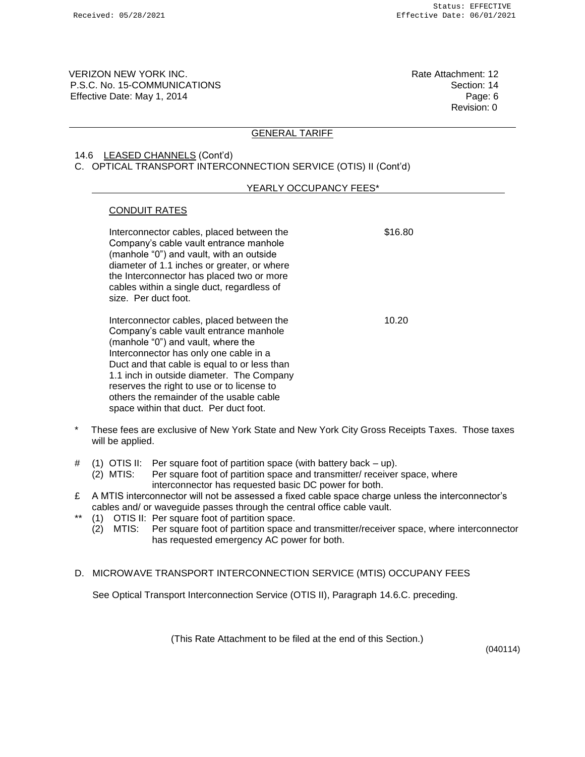VERIZON NEW YORK INC.
P.S.C. No. 15-COMMUNICATIONS
Effective Date: May 1, 2014

Rate Attachment: 12
Section: 14
Page: 6
Revision: 0

## GENERAL TARIFF

14.6 LEASED CHANNELS (Cont'd)

C. OPTICAL TRANSPORT INTERCONNECTION SERVICE (OTIS) II (Cont'd)

### YEARLY OCCUPANCY FEES*

#### CONDUIT RATES

| | |
|---|---|
| Interconnector cables, placed between the Company's cable vault entrance manhole (manhole "0") and vault, with an outside diameter of 1.1 inches or greater, or where the Interconnector has placed two or more cables within a single duct, regardless of size. Per duct foot. | $16.80 |
| Interconnector cables, placed between the Company's cable vault entrance manhole (manhole "0") and vault, where the Interconnector has only one cable in a Duct and that cable is equal to or less than 1.1 inch in outside diameter. The Company reserves the right to use or to license to others the remainder of the usable cable space within that duct. Per duct foot. | 10.20 |

\* These fees are exclusive of New York State and New York City Gross Receipts Taxes. Those taxes will be applied.

\# (1) OTIS II: Per square foot of partition space (with battery back – up).
(2) MTIS: Per square foot of partition space and transmitter/ receiver space, where interconnector has requested basic DC power for both.

£ A MTIS interconnector will not be assessed a fixed cable space charge unless the interconnector's cables and/ or waveguide passes through the central office cable vault.

\*\* (1) OTIS II: Per square foot of partition space.
(2) MTIS: Per square foot of partition space and transmitter/receiver space, where interconnector has requested emergency AC power for both.

D. MICROWAVE TRANSPORT INTERCONNECTION SERVICE (MTIS) OCCUPANY FEES

See Optical Transport Interconnection Service (OTIS II), Paragraph 14.6.C. preceding.

(This Rate Attachment to be filed at the end of this Section.)

(040114)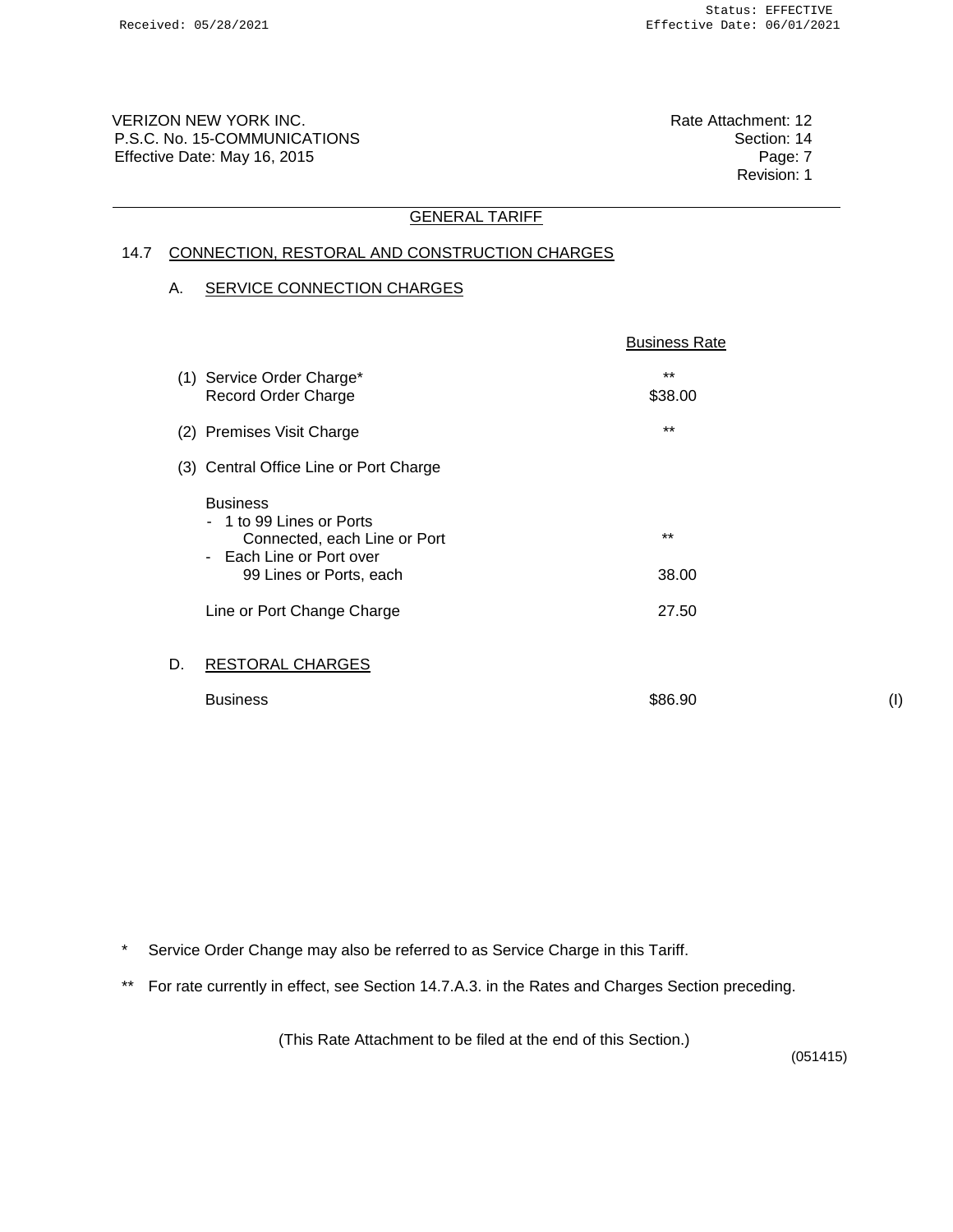VERIZON NEW YORK INC.
P.S.C. No. 15-COMMUNICATIONS
Effective Date: May 16, 2015

Rate Attachment: 12
Section: 14
Page: 7
Revision: 1

## GENERAL TARIFF

### 14.7 CONNECTION, RESTORAL AND CONSTRUCTION CHARGES

#### A. SERVICE CONNECTION CHARGES

| | Business Rate | |
|---|---|---|
| (1) Service Order Charge* | ** | |
| Record Order Charge | $38.00 | |
| (2) Premises Visit Charge | ** | |
| (3) Central Office Line or Port Charge | | |
| Business | | |
| - 1 to 99 Lines or Ports Connected, each Line or Port | ** | |
| - Each Line or Port over 99 Lines or Ports, each | 38.00 | |
| Line or Port Change Charge | 27.50 | |

#### D. RESTORAL CHARGES

| | | |
|---|---|---|
| Business | $86.90 | (I) |

\* Service Order Change may also be referred to as Service Charge in this Tariff.

\** For rate currently in effect, see Section 14.7.A.3. in the Rates and Charges Section preceding.

(This Rate Attachment to be filed at the end of this Section.)

(051415)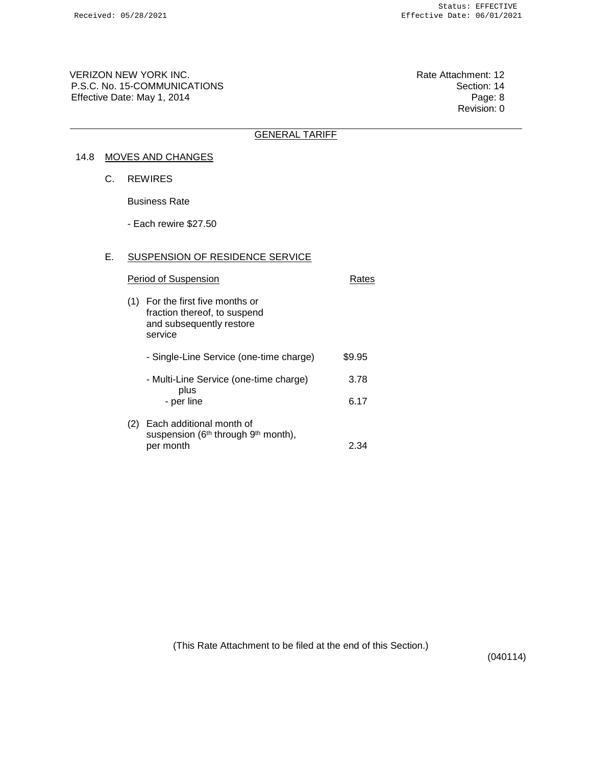VERIZON NEW YORK INC.
P.S.C. No. 15-COMMUNICATIONS
Effective Date: May 1, 2014

Rate Attachment: 12
Section: 14
Page: 8
Revision: 0

## GENERAL TARIFF

### 14.8 MOVES AND CHANGES

C. REWIRES

Business Rate

- Each rewire $27.50

E. SUSPENSION OF RESIDENCE SERVICE

| Period of Suspension | Rates |
|---|---|
| (1) For the first five months or fraction thereof, to suspend and subsequently restore service | |
| - Single-Line Service (one-time charge) | $9.95 |
| - Multi-Line Service (one-time charge) plus | 3.78 |
| - per line | 6.17 |
| (2) Each additional month of suspension (6th through 9th month), per month | 2.34 |

(This Rate Attachment to be filed at the end of this Section.)

(040114)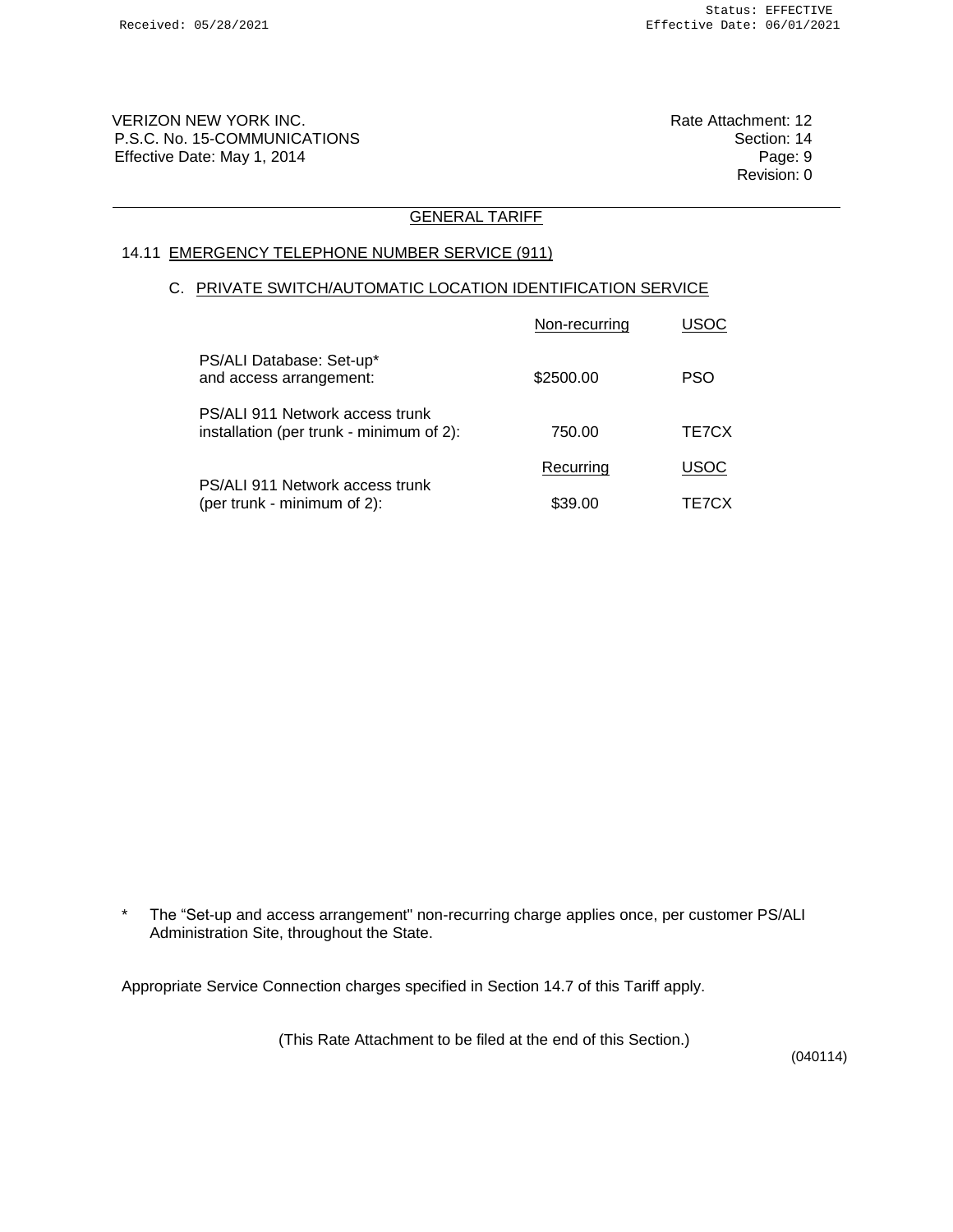VERIZON NEW YORK INC.
P.S.C. No. 15-COMMUNICATIONS
Effective Date: May 1, 2014

Rate Attachment: 12
Section: 14
Page: 9
Revision: 0

## GENERAL TARIFF

### 14.11 EMERGENCY TELEPHONE NUMBER SERVICE (911)

#### C. PRIVATE SWITCH/AUTOMATIC LOCATION IDENTIFICATION SERVICE

| | Non-recurring | USOC |
|---|---|---|
| PS/ALI Database: Set-up* and access arrangement: | $2500.00 | PSO |
| PS/ALI 911 Network access trunk installation (per trunk - minimum of 2): | 750.00 | TE7CX |
| | **Recurring** | **USOC** |
| PS/ALI 911 Network access trunk (per trunk - minimum of 2): | $39.00 | TE7CX |

\* The "Set-up and access arrangement" non-recurring charge applies once, per customer PS/ALI Administration Site, throughout the State.

Appropriate Service Connection charges specified in Section 14.7 of this Tariff apply.

(This Rate Attachment to be filed at the end of this Section.)

(040114)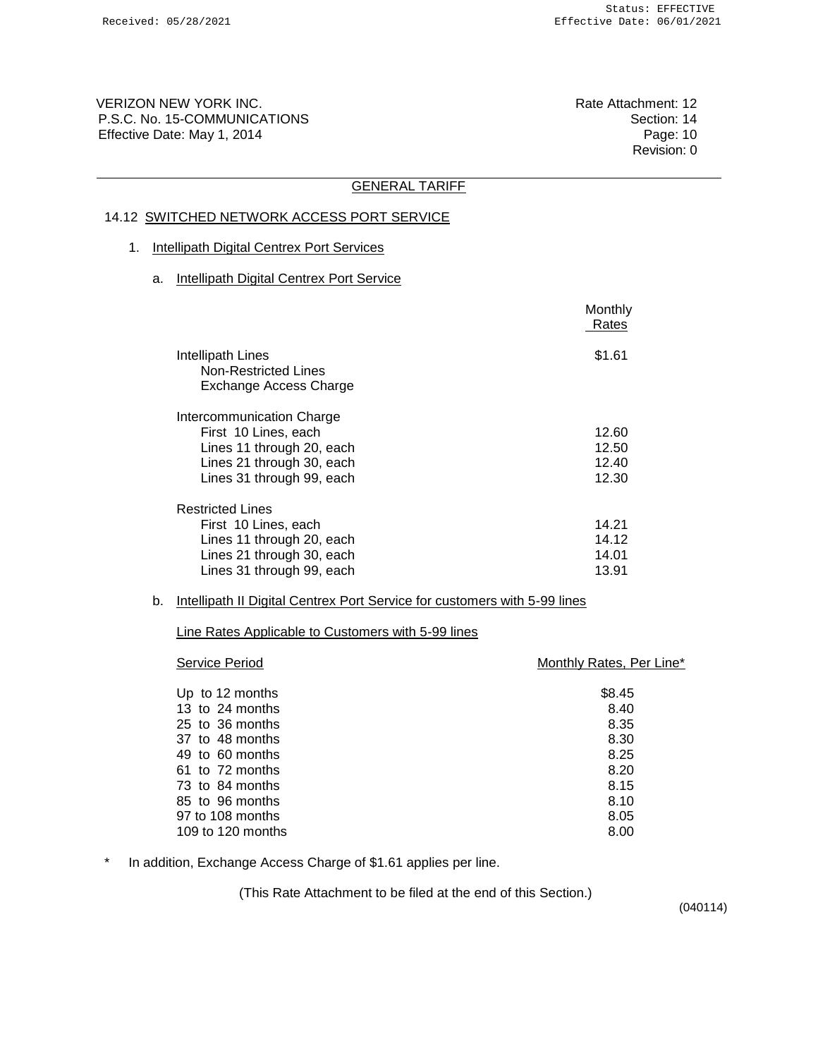VERIZON NEW YORK INC.
P.S.C. No. 15-COMMUNICATIONS
Effective Date: May 1, 2014

Rate Attachment: 12
Section: 14
Page: 10
Revision: 0

## GENERAL TARIFF

### 14.12 SWITCHED NETWORK ACCESS PORT SERVICE

1. Intellipath Digital Centrex Port Services

   a. Intellipath Digital Centrex Port Service

| | Monthly Rates |
|---|---|
| Intellipath Lines | $1.61 |
| Non-Restricted Lines | |
| Exchange Access Charge | |
| | |
| Intercommunication Charge | |
| First 10 Lines, each | 12.60 |
| Lines 11 through 20, each | 12.50 |
| Lines 21 through 30, each | 12.40 |
| Lines 31 through 99, each | 12.30 |
| | |
| Restricted Lines | |
| First 10 Lines, each | 14.21 |
| Lines 11 through 20, each | 14.12 |
| Lines 21 through 30, each | 14.01 |
| Lines 31 through 99, each | 13.91 |

   b. Intellipath II Digital Centrex Port Service for customers with 5-99 lines

      Line Rates Applicable to Customers with 5-99 lines

| Service Period | Monthly Rates, Per Line* |
|---|---|
| Up to 12 months | $8.45 |
| 13 to 24 months | 8.40 |
| 25 to 36 months | 8.35 |
| 37 to 48 months | 8.30 |
| 49 to 60 months | 8.25 |
| 61 to 72 months | 8.20 |
| 73 to 84 months | 8.15 |
| 85 to 96 months | 8.10 |
| 97 to 108 months | 8.05 |
| 109 to 120 months | 8.00 |

* In addition, Exchange Access Charge of $1.61 applies per line.

(This Rate Attachment to be filed at the end of this Section.)

(040114)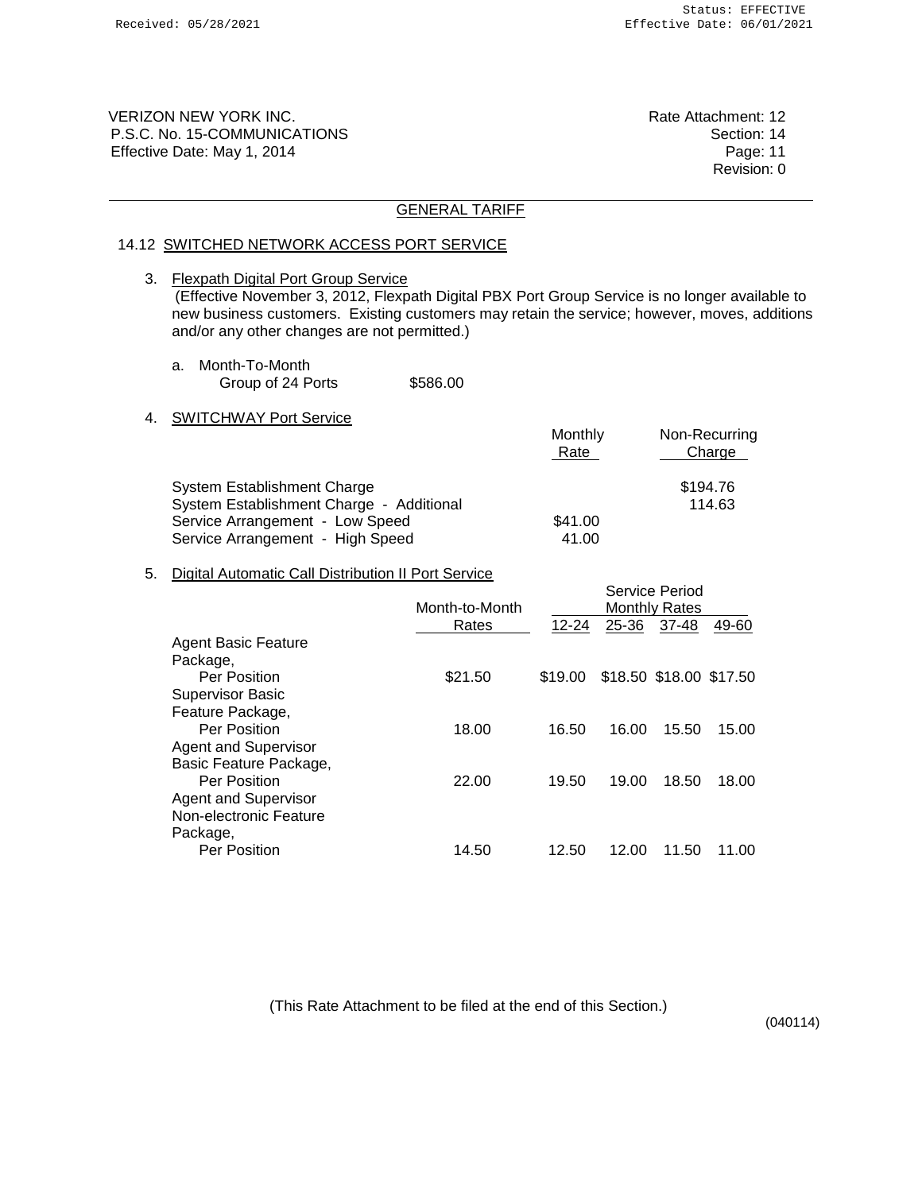VERIZON NEW YORK INC.
P.S.C. No. 15-COMMUNICATIONS
Effective Date: May 1, 2014

Rate Attachment: 12
Section: 14
Page: 11
Revision: 0

GENERAL TARIFF

## 14.12 SWITCHED NETWORK ACCESS PORT SERVICE

3. Flexpath Digital Port Group Service
(Effective November 3, 2012, Flexpath Digital PBX Port Group Service is no longer available to new business customers. Existing customers may retain the service; however, moves, additions and/or any other changes are not permitted.)

   a. Month-To-Month

| | |
|---|---|
| Group of 24 Ports | $586.00 |

4. SWITCHWAY Port Service

| | Monthly Rate | Non-Recurring Charge |
|---|---|---|
| System Establishment Charge | | $194.76 |
| System Establishment Charge - Additional | | 114.63 |
| Service Arrangement - Low Speed | $41.00 | |
| Service Arrangement - High Speed | 41.00 | |

5. Digital Automatic Call Distribution II Port Service

| | Month-to-Month Rates | Service Period Monthly Rates 12-24 | 25-36 | 37-48 | 49-60 |
|---|---|---|---|---|---|
| Agent Basic Feature Package, Per Position | $21.50 | $19.00 | $18.50 | $18.00 | $17.50 |
| Supervisor Basic Feature Package, Per Position | 18.00 | 16.50 | 16.00 | 15.50 | 15.00 |
| Agent and Supervisor Basic Feature Package, Per Position | 22.00 | 19.50 | 19.00 | 18.50 | 18.00 |
| Agent and Supervisor Non-electronic Feature Package, Per Position | 14.50 | 12.50 | 12.00 | 11.50 | 11.00 |

(This Rate Attachment to be filed at the end of this Section.)

(040114)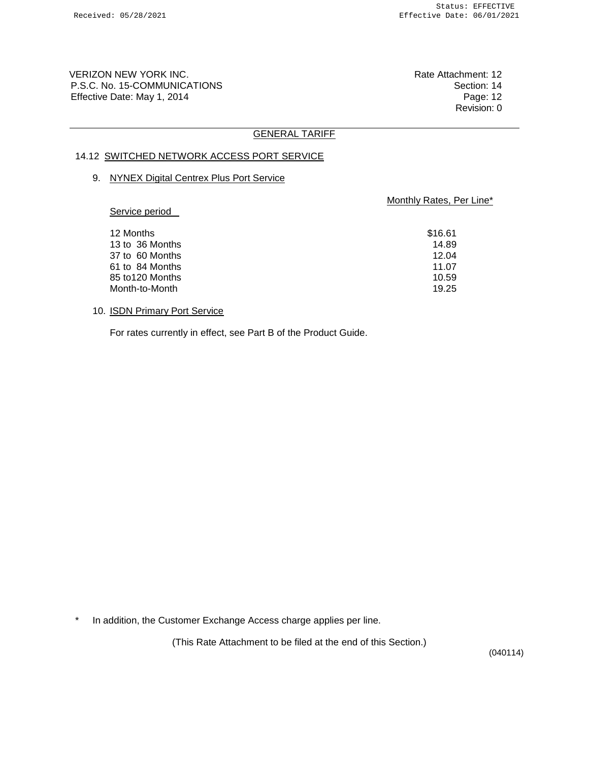VERIZON NEW YORK INC.
P.S.C. No. 15-COMMUNICATIONS
Effective Date: May 1, 2014

Rate Attachment: 12
Section: 14
Page: 12
Revision: 0

## GENERAL TARIFF

### 14.12 SWITCHED NETWORK ACCESS PORT SERVICE

9. NYNEX Digital Centrex Plus Port Service

| Service period | Monthly Rates, Per Line* |
|---|---|
| 12 Months | $16.61 |
| 13 to 36 Months | 14.89 |
| 37 to 60 Months | 12.04 |
| 61 to 84 Months | 11.07 |
| 85 to120 Months | 10.59 |
| Month-to-Month | 19.25 |

10. ISDN Primary Port Service

For rates currently in effect, see Part B of the Product Guide.

* In addition, the Customer Exchange Access charge applies per line.

(This Rate Attachment to be filed at the end of this Section.)

(040114)